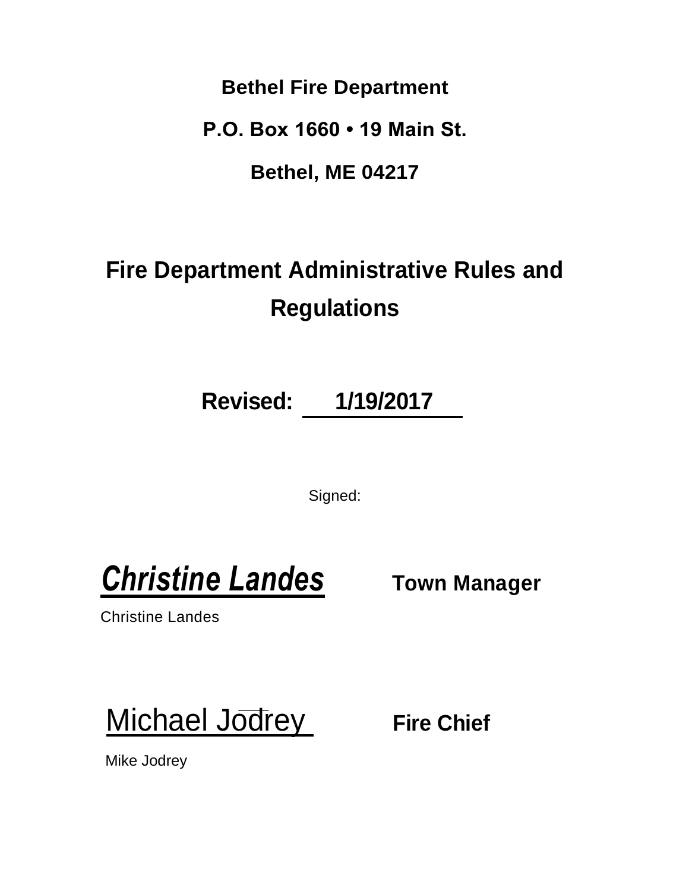**Bethel Fire Department**

**P.O. Box 1660 • 19 Main St.**

**Bethel, ME 04217**

# Fire Department Administrative Rules and Regulations

**Revised: 1/19/2017**

Signed:

***Christine Landes*** **Town Manager**

Christine Landes

Michael Jodrey **Fire Chief**

Mike Jodrey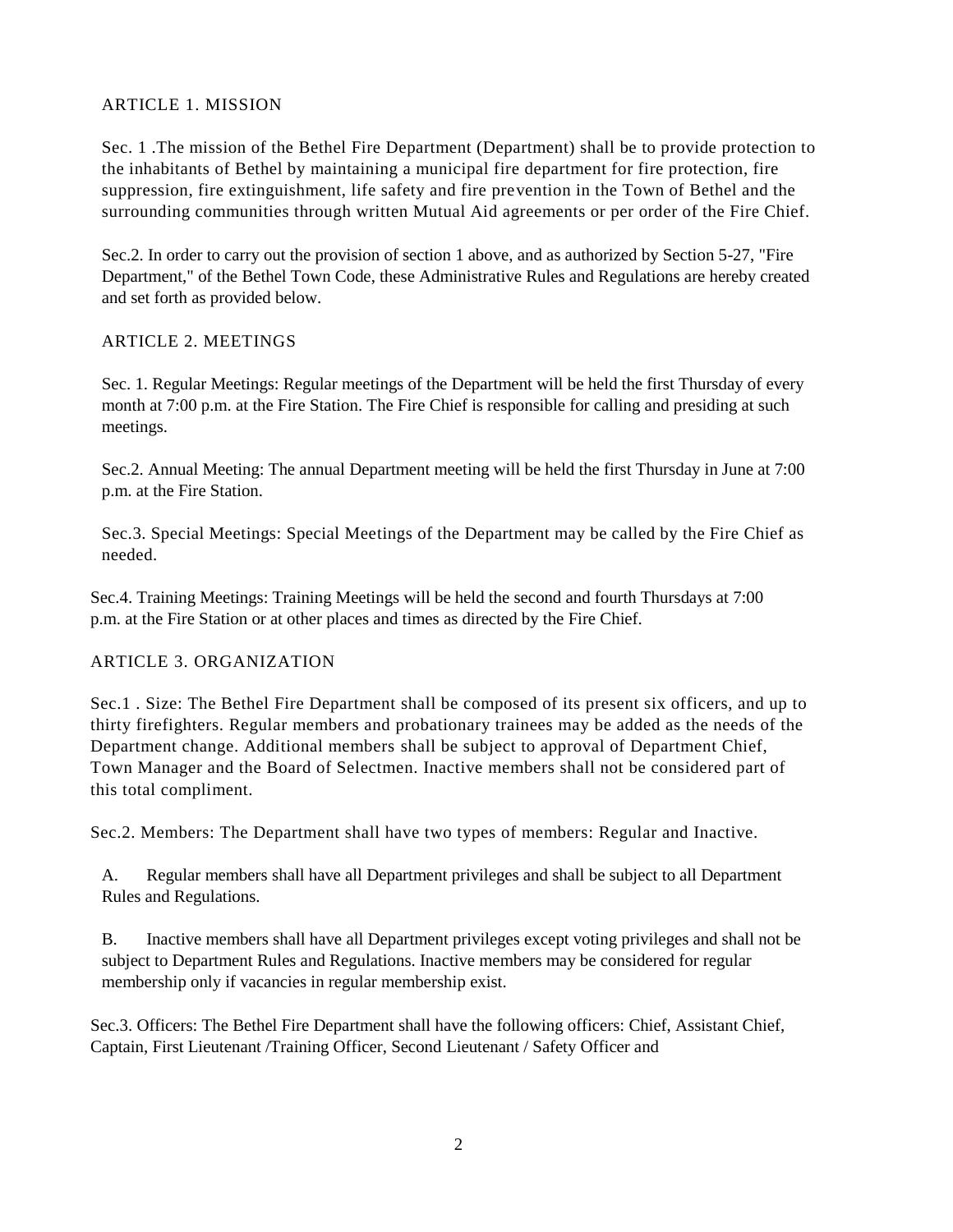## ARTICLE 1. MISSION

Sec. 1 .The mission of the Bethel Fire Department (Department) shall be to provide protection to the inhabitants of Bethel by maintaining a municipal fire department for fire protection, fire suppression, fire extinguishment, life safety and fire prevention in the Town of Bethel and the surrounding communities through written Mutual Aid agreements or per order of the Fire Chief.

Sec.2. In order to carry out the provision of section 1 above, and as authorized by Section 5-27, "Fire Department," of the Bethel Town Code, these Administrative Rules and Regulations are hereby created and set forth as provided below.

## ARTICLE 2. MEETINGS

Sec. 1. Regular Meetings: Regular meetings of the Department will be held the first Thursday of every month at 7:00 p.m. at the Fire Station. The Fire Chief is responsible for calling and presiding at such meetings.

Sec.2. Annual Meeting: The annual Department meeting will be held the first Thursday in June at 7:00 p.m. at the Fire Station.

Sec.3. Special Meetings: Special Meetings of the Department may be called by the Fire Chief as needed.

Sec.4. Training Meetings: Training Meetings will be held the second and fourth Thursdays at 7:00 p.m. at the Fire Station or at other places and times as directed by the Fire Chief.

## ARTICLE 3. ORGANIZATION

Sec.1 . Size: The Bethel Fire Department shall be composed of its present six officers, and up to thirty firefighters. Regular members and probationary trainees may be added as the needs of the Department change. Additional members shall be subject to approval of Department Chief, Town Manager and the Board of Selectmen. Inactive members shall not be considered part of this total compliment.

Sec.2. Members: The Department shall have two types of members: Regular and Inactive.

A. Regular members shall have all Department privileges and shall be subject to all Department Rules and Regulations.

B. Inactive members shall have all Department privileges except voting privileges and shall not be subject to Department Rules and Regulations. Inactive members may be considered for regular membership only if vacancies in regular membership exist.

Sec.3. Officers: The Bethel Fire Department shall have the following officers: Chief, Assistant Chief, Captain, First Lieutenant /Training Officer, Second Lieutenant / Safety Officer and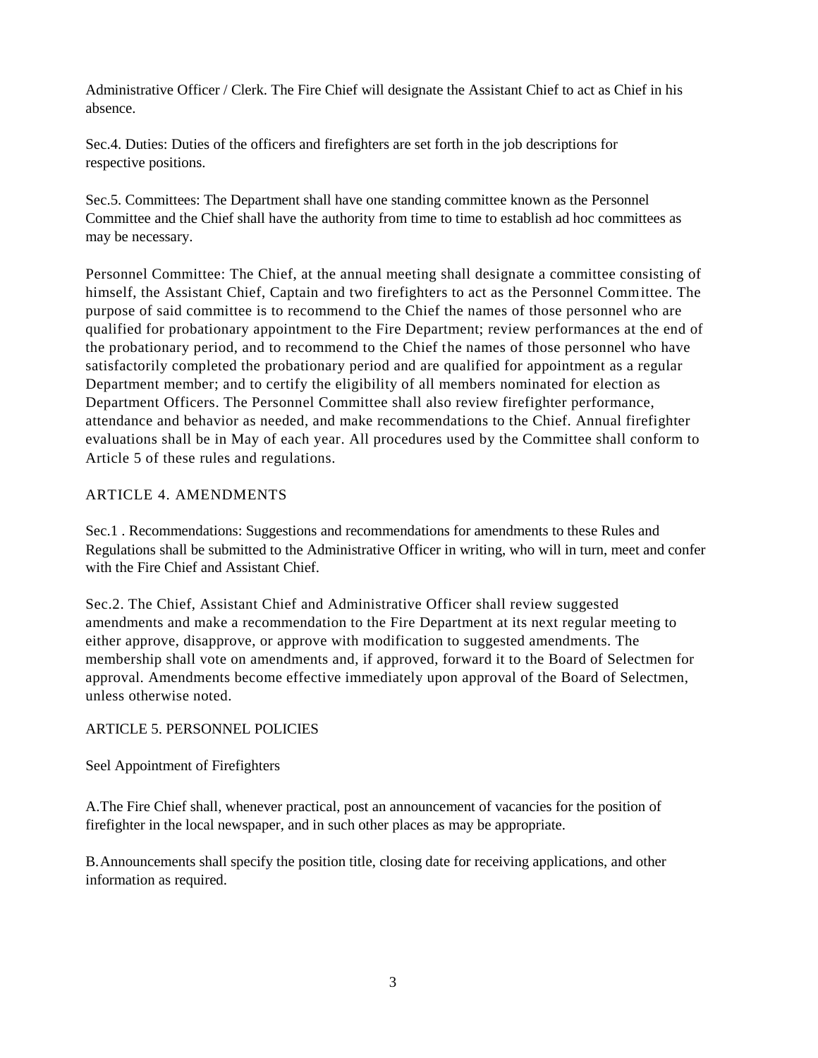Administrative Officer / Clerk. The Fire Chief will designate the Assistant Chief to act as Chief in his absence.

Sec.4. Duties: Duties of the officers and firefighters are set forth in the job descriptions for respective positions.

Sec.5. Committees: The Department shall have one standing committee known as the Personnel Committee and the Chief shall have the authority from time to time to establish ad hoc committees as may be necessary.

Personnel Committee: The Chief, at the annual meeting shall designate a committee consisting of himself, the Assistant Chief, Captain and two firefighters to act as the Personnel Committee. The purpose of said committee is to recommend to the Chief the names of those personnel who are qualified for probationary appointment to the Fire Department; review performances at the end of the probationary period, and to recommend to the Chief the names of those personnel who have satisfactorily completed the probationary period and are qualified for appointment as a regular Department member; and to certify the eligibility of all members nominated for election as Department Officers. The Personnel Committee shall also review firefighter performance, attendance and behavior as needed, and make recommendations to the Chief. Annual firefighter evaluations shall be in May of each year. All procedures used by the Committee shall conform to Article 5 of these rules and regulations.

## ARTICLE 4. AMENDMENTS

Sec.1 . Recommendations: Suggestions and recommendations for amendments to these Rules and Regulations shall be submitted to the Administrative Officer in writing, who will in turn, meet and confer with the Fire Chief and Assistant Chief.

Sec.2. The Chief, Assistant Chief and Administrative Officer shall review suggested amendments and make a recommendation to the Fire Department at its next regular meeting to either approve, disapprove, or approve with modification to suggested amendments. The membership shall vote on amendments and, if approved, forward it to the Board of Selectmen for approval. Amendments become effective immediately upon approval of the Board of Selectmen, unless otherwise noted.

## ARTICLE 5. PERSONNEL POLICIES

Seel Appointment of Firefighters

A.The Fire Chief shall, whenever practical, post an announcement of vacancies for the position of firefighter in the local newspaper, and in such other places as may be appropriate.

B.Announcements shall specify the position title, closing date for receiving applications, and other information as required.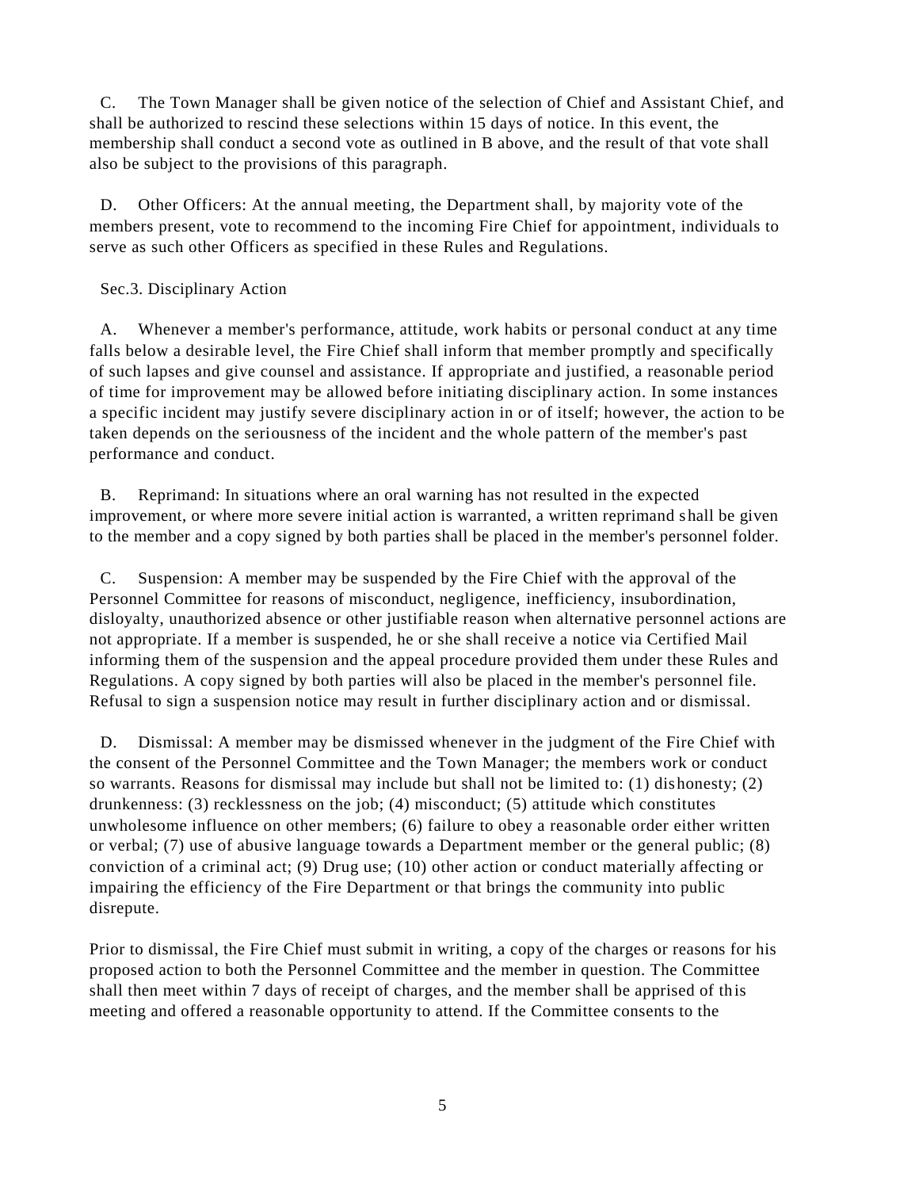C. The Town Manager shall be given notice of the selection of Chief and Assistant Chief, and shall be authorized to rescind these selections within 15 days of notice. In this event, the membership shall conduct a second vote as outlined in B above, and the result of that vote shall also be subject to the provisions of this paragraph.

D. Other Officers: At the annual meeting, the Department shall, by majority vote of the members present, vote to recommend to the incoming Fire Chief for appointment, individuals to serve as such other Officers as specified in these Rules and Regulations.

Sec.3. Disciplinary Action

A. Whenever a member's performance, attitude, work habits or personal conduct at any time falls below a desirable level, the Fire Chief shall inform that member promptly and specifically of such lapses and give counsel and assistance. If appropriate and justified, a reasonable period of time for improvement may be allowed before initiating disciplinary action. In some instances a specific incident may justify severe disciplinary action in or of itself; however, the action to be taken depends on the seriousness of the incident and the whole pattern of the member's past performance and conduct.

B. Reprimand: In situations where an oral warning has not resulted in the expected improvement, or where more severe initial action is warranted, a written reprimand shall be given to the member and a copy signed by both parties shall be placed in the member's personnel folder.

C. Suspension: A member may be suspended by the Fire Chief with the approval of the Personnel Committee for reasons of misconduct, negligence, inefficiency, insubordination, disloyalty, unauthorized absence or other justifiable reason when alternative personnel actions are not appropriate. If a member is suspended, he or she shall receive a notice via Certified Mail informing them of the suspension and the appeal procedure provided them under these Rules and Regulations. A copy signed by both parties will also be placed in the member's personnel file. Refusal to sign a suspension notice may result in further disciplinary action and or dismissal.

D. Dismissal: A member may be dismissed whenever in the judgment of the Fire Chief with the consent of the Personnel Committee and the Town Manager; the members work or conduct so warrants. Reasons for dismissal may include but shall not be limited to: (1) dishonesty; (2) drunkenness: (3) recklessness on the job; (4) misconduct; (5) attitude which constitutes unwholesome influence on other members; (6) failure to obey a reasonable order either written or verbal; (7) use of abusive language towards a Department member or the general public; (8) conviction of a criminal act; (9) Drug use; (10) other action or conduct materially affecting or impairing the efficiency of the Fire Department or that brings the community into public disrepute.

Prior to dismissal, the Fire Chief must submit in writing, a copy of the charges or reasons for his proposed action to both the Personnel Committee and the member in question. The Committee shall then meet within 7 days of receipt of charges, and the member shall be apprised of this meeting and offered a reasonable opportunity to attend. If the Committee consents to the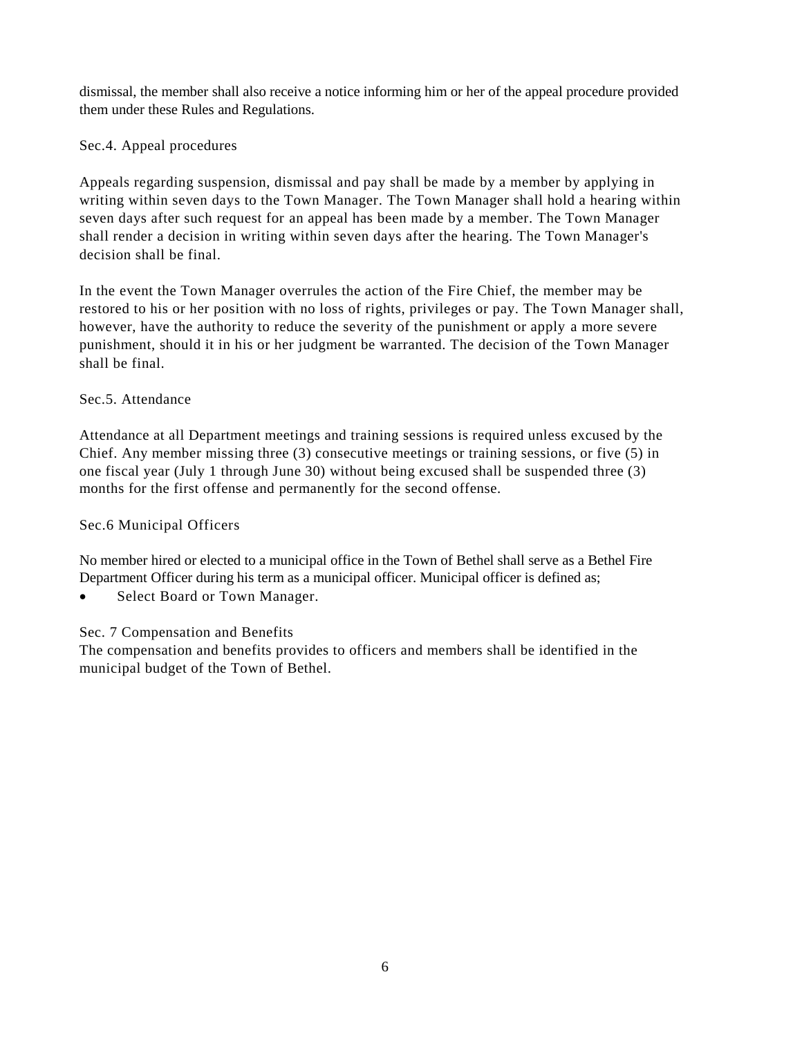dismissal, the member shall also receive a notice informing him or her of the appeal procedure provided them under these Rules and Regulations.

### Sec.4. Appeal procedures

Appeals regarding suspension, dismissal and pay shall be made by a member by applying in writing within seven days to the Town Manager. The Town Manager shall hold a hearing within seven days after such request for an appeal has been made by a member. The Town Manager shall render a decision in writing within seven days after the hearing. The Town Manager's decision shall be final.

In the event the Town Manager overrules the action of the Fire Chief, the member may be restored to his or her position with no loss of rights, privileges or pay. The Town Manager shall, however, have the authority to reduce the severity of the punishment or apply a more severe punishment, should it in his or her judgment be warranted. The decision of the Town Manager shall be final.

### Sec.5. Attendance

Attendance at all Department meetings and training sessions is required unless excused by the Chief. Any member missing three (3) consecutive meetings or training sessions, or five (5) in one fiscal year (July 1 through June 30) without being excused shall be suspended three (3) months for the first offense and permanently for the second offense.

### Sec.6 Municipal Officers

No member hired or elected to a municipal office in the Town of Bethel shall serve as a Bethel Fire Department Officer during his term as a municipal officer. Municipal officer is defined as;

- Select Board or Town Manager.

### Sec. 7 Compensation and Benefits

The compensation and benefits provides to officers and members shall be identified in the municipal budget of the Town of Bethel.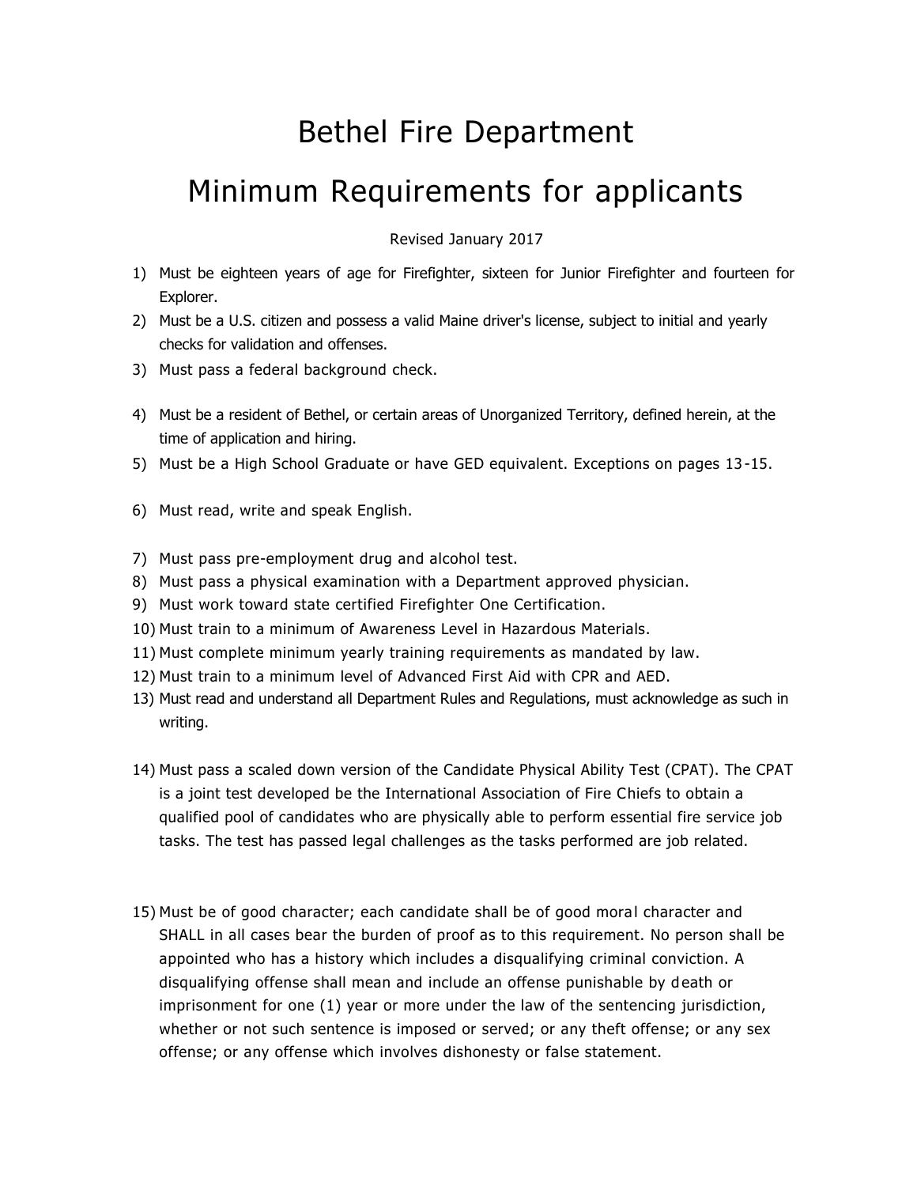# Bethel Fire Department

# Minimum Requirements for applicants

Revised January 2017

1) Must be eighteen years of age for Firefighter, sixteen for Junior Firefighter and fourteen for Explorer.
2) Must be a U.S. citizen and possess a valid Maine driver's license, subject to initial and yearly checks for validation and offenses.
3) Must pass a federal background check.
4) Must be a resident of Bethel, or certain areas of Unorganized Territory, defined herein, at the time of application and hiring.
5) Must be a High School Graduate or have GED equivalent. Exceptions on pages 13-15.
6) Must read, write and speak English.
7) Must pass pre-employment drug and alcohol test.
8) Must pass a physical examination with a Department approved physician.
9) Must work toward state certified Firefighter One Certification.
10) Must train to a minimum of Awareness Level in Hazardous Materials.
11) Must complete minimum yearly training requirements as mandated by law.
12) Must train to a minimum level of Advanced First Aid with CPR and AED.
13) Must read and understand all Department Rules and Regulations, must acknowledge as such in writing.
14) Must pass a scaled down version of the Candidate Physical Ability Test (CPAT). The CPAT is a joint test developed be the International Association of Fire Chiefs to obtain a qualified pool of candidates who are physically able to perform essential fire service job tasks. The test has passed legal challenges as the tasks performed are job related.
15) Must be of good character; each candidate shall be of good moral character and SHALL in all cases bear the burden of proof as to this requirement. No person shall be appointed who has a history which includes a disqualifying criminal conviction. A disqualifying offense shall mean and include an offense punishable by death or imprisonment for one (1) year or more under the law of the sentencing jurisdiction, whether or not such sentence is imposed or served; or any theft offense; or any sex offense; or any offense which involves dishonesty or false statement.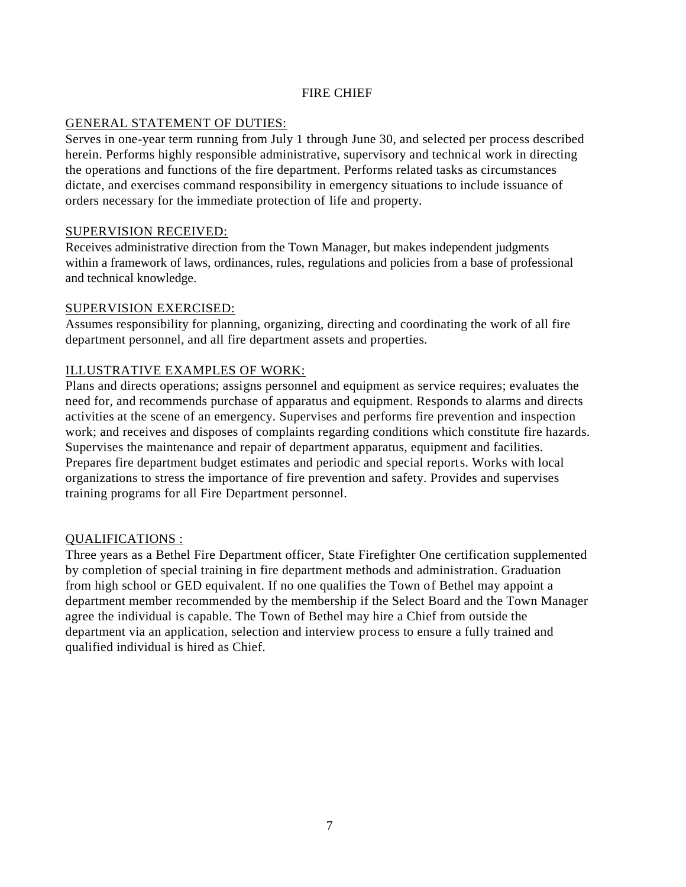# FIRE CHIEF

## GENERAL STATEMENT OF DUTIES:

Serves in one-year term running from July 1 through June 30, and selected per process described herein. Performs highly responsible administrative, supervisory and technical work in directing the operations and functions of the fire department. Performs related tasks as circumstances dictate, and exercises command responsibility in emergency situations to include issuance of orders necessary for the immediate protection of life and property.

## SUPERVISION RECEIVED:

Receives administrative direction from the Town Manager, but makes independent judgments within a framework of laws, ordinances, rules, regulations and policies from a base of professional and technical knowledge.

## SUPERVISION EXERCISED:

Assumes responsibility for planning, organizing, directing and coordinating the work of all fire department personnel, and all fire department assets and properties.

## ILLUSTRATIVE EXAMPLES OF WORK:

Plans and directs operations; assigns personnel and equipment as service requires; evaluates the need for, and recommends purchase of apparatus and equipment. Responds to alarms and directs activities at the scene of an emergency. Supervises and performs fire prevention and inspection work; and receives and disposes of complaints regarding conditions which constitute fire hazards. Supervises the maintenance and repair of department apparatus, equipment and facilities. Prepares fire department budget estimates and periodic and special reports. Works with local organizations to stress the importance of fire prevention and safety. Provides and supervises training programs for all Fire Department personnel.

## QUALIFICATIONS :

Three years as a Bethel Fire Department officer, State Firefighter One certification supplemented by completion of special training in fire department methods and administration. Graduation from high school or GED equivalent. If no one qualifies the Town of Bethel may appoint a department member recommended by the membership if the Select Board and the Town Manager agree the individual is capable. The Town of Bethel may hire a Chief from outside the department via an application, selection and interview process to ensure a fully trained and qualified individual is hired as Chief.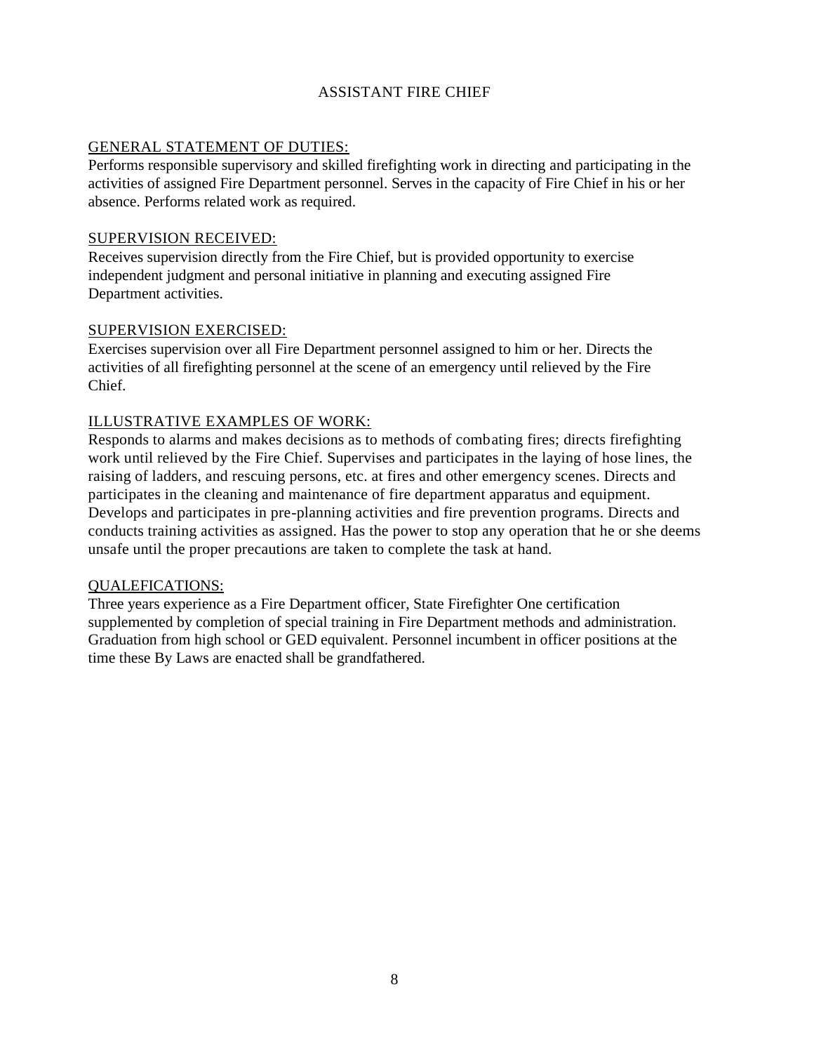# ASSISTANT FIRE CHIEF

## GENERAL STATEMENT OF DUTIES:

Performs responsible supervisory and skilled firefighting work in directing and participating in the activities of assigned Fire Department personnel. Serves in the capacity of Fire Chief in his or her absence. Performs related work as required.

## SUPERVISION RECEIVED:

Receives supervision directly from the Fire Chief, but is provided opportunity to exercise independent judgment and personal initiative in planning and executing assigned Fire Department activities.

## SUPERVISION EXERCISED:

Exercises supervision over all Fire Department personnel assigned to him or her. Directs the activities of all firefighting personnel at the scene of an emergency until relieved by the Fire Chief.

## ILLUSTRATIVE EXAMPLES OF WORK:

Responds to alarms and makes decisions as to methods of combating fires; directs firefighting work until relieved by the Fire Chief. Supervises and participates in the laying of hose lines, the raising of ladders, and rescuing persons, etc. at fires and other emergency scenes. Directs and participates in the cleaning and maintenance of fire department apparatus and equipment. Develops and participates in pre-planning activities and fire prevention programs. Directs and conducts training activities as assigned. Has the power to stop any operation that he or she deems unsafe until the proper precautions are taken to complete the task at hand.

## QUALEFICATIONS:

Three years experience as a Fire Department officer, State Firefighter One certification supplemented by completion of special training in Fire Department methods and administration. Graduation from high school or GED equivalent. Personnel incumbent in officer positions at the time these By Laws are enacted shall be grandfathered.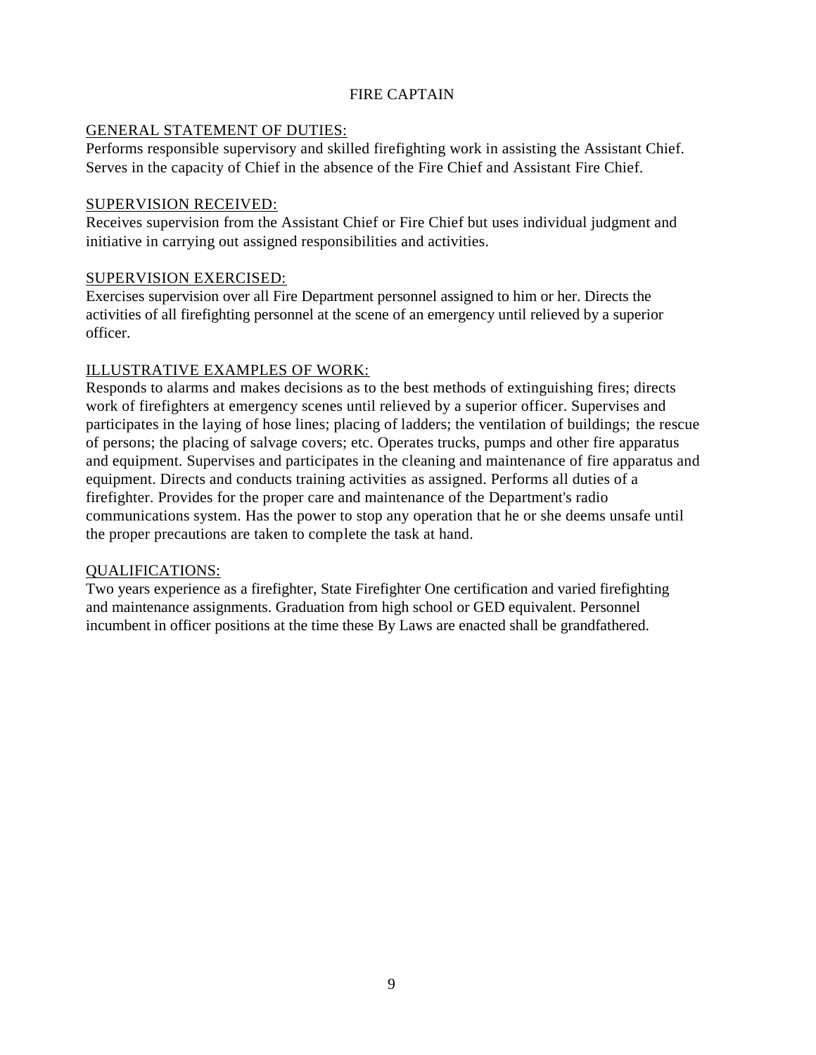# FIRE CAPTAIN

## GENERAL STATEMENT OF DUTIES:

Performs responsible supervisory and skilled firefighting work in assisting the Assistant Chief. Serves in the capacity of Chief in the absence of the Fire Chief and Assistant Fire Chief.

## SUPERVISION RECEIVED:

Receives supervision from the Assistant Chief or Fire Chief but uses individual judgment and initiative in carrying out assigned responsibilities and activities.

## SUPERVISION EXERCISED:

Exercises supervision over all Fire Department personnel assigned to him or her. Directs the activities of all firefighting personnel at the scene of an emergency until relieved by a superior officer.

## ILLUSTRATIVE EXAMPLES OF WORK:

Responds to alarms and makes decisions as to the best methods of extinguishing fires; directs work of firefighters at emergency scenes until relieved by a superior officer. Supervises and participates in the laying of hose lines; placing of ladders; the ventilation of buildings; the rescue of persons; the placing of salvage covers; etc. Operates trucks, pumps and other fire apparatus and equipment. Supervises and participates in the cleaning and maintenance of fire apparatus and equipment. Directs and conducts training activities as assigned. Performs all duties of a firefighter. Provides for the proper care and maintenance of the Department's radio communications system. Has the power to stop any operation that he or she deems unsafe until the proper precautions are taken to complete the task at hand.

## QUALIFICATIONS:

Two years experience as a firefighter, State Firefighter One certification and varied firefighting and maintenance assignments. Graduation from high school or GED equivalent. Personnel incumbent in officer positions at the time these By Laws are enacted shall be grandfathered.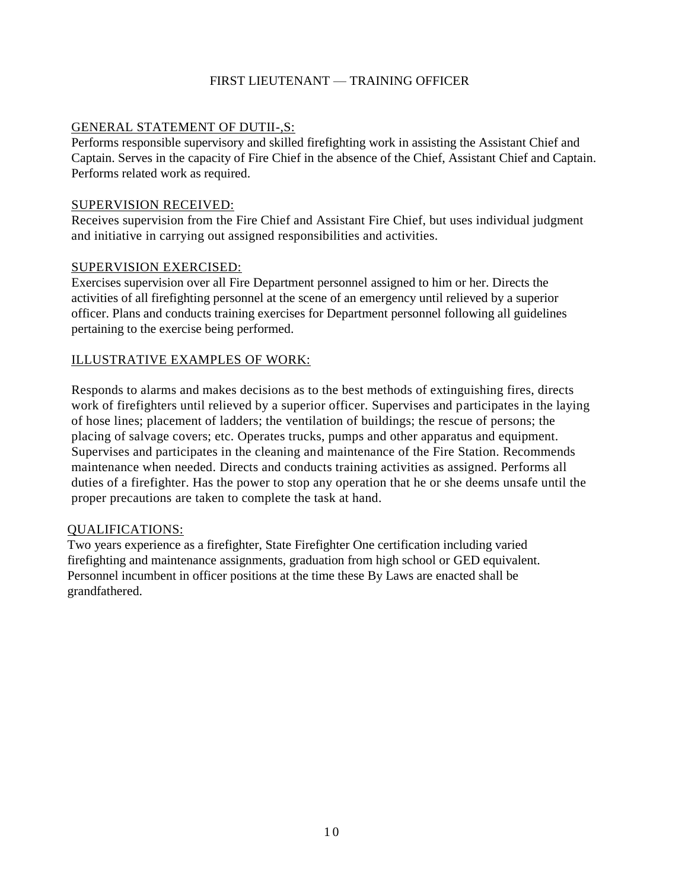## FIRST LIEUTENANT — TRAINING OFFICER

GENERAL STATEMENT OF DUTII-,S:

Performs responsible supervisory and skilled firefighting work in assisting the Assistant Chief and Captain. Serves in the capacity of Fire Chief in the absence of the Chief, Assistant Chief and Captain. Performs related work as required.

SUPERVISION RECEIVED:

Receives supervision from the Fire Chief and Assistant Fire Chief, but uses individual judgment and initiative in carrying out assigned responsibilities and activities.

SUPERVISION EXERCISED:

Exercises supervision over all Fire Department personnel assigned to him or her. Directs the activities of all firefighting personnel at the scene of an emergency until relieved by a superior officer. Plans and conducts training exercises for Department personnel following all guidelines pertaining to the exercise being performed.

ILLUSTRATIVE EXAMPLES OF WORK:

Responds to alarms and makes decisions as to the best methods of extinguishing fires, directs work of firefighters until relieved by a superior officer. Supervises and participates in the laying of hose lines; placement of ladders; the ventilation of buildings; the rescue of persons; the placing of salvage covers; etc. Operates trucks, pumps and other apparatus and equipment. Supervises and participates in the cleaning and maintenance of the Fire Station. Recommends maintenance when needed. Directs and conducts training activities as assigned. Performs all duties of a firefighter. Has the power to stop any operation that he or she deems unsafe until the proper precautions are taken to complete the task at hand.

QUALIFICATIONS:

Two years experience as a firefighter, State Firefighter One certification including varied firefighting and maintenance assignments, graduation from high school or GED equivalent. Personnel incumbent in officer positions at the time these By Laws are enacted shall be grandfathered.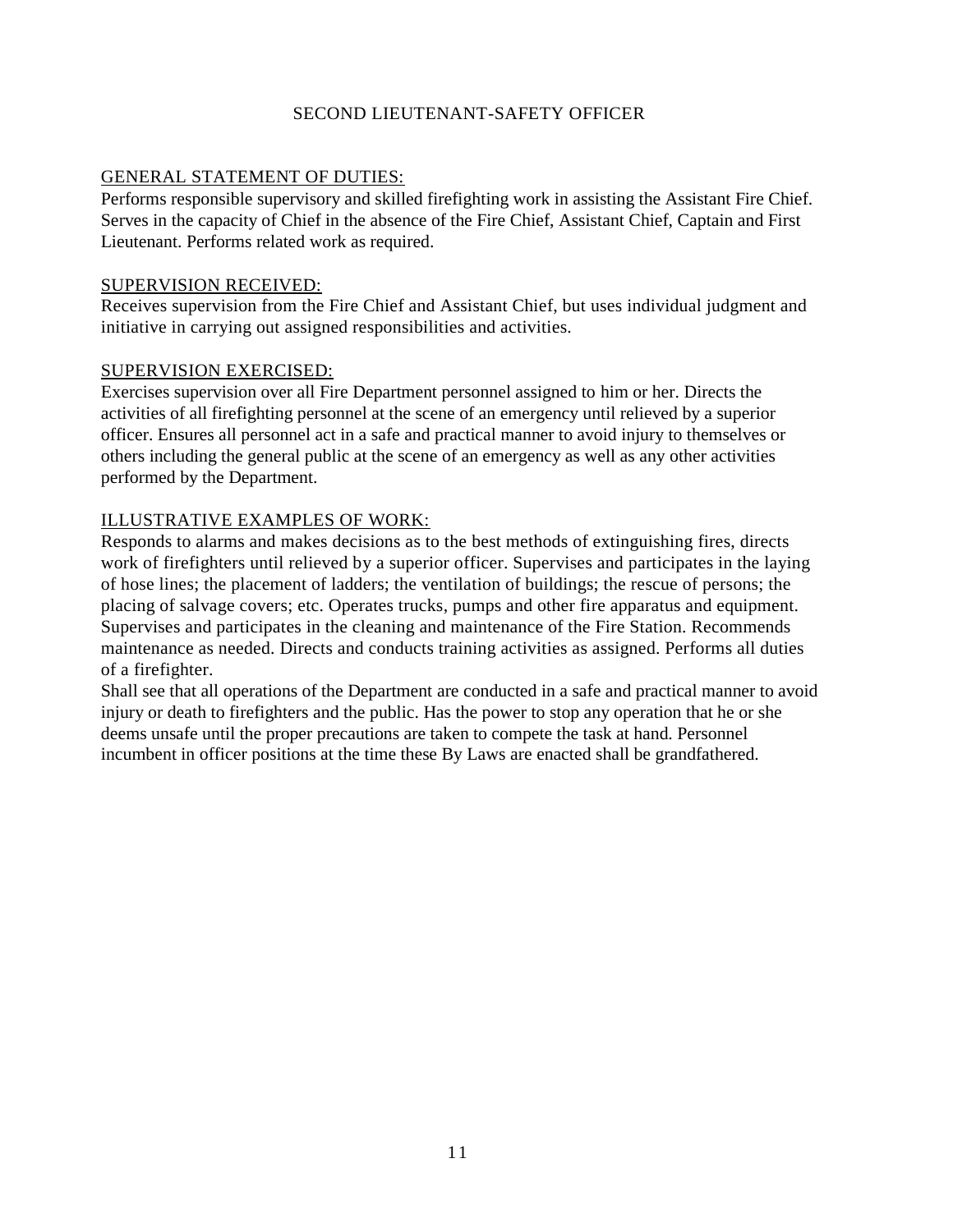# SECOND LIEUTENANT-SAFETY OFFICER

## GENERAL STATEMENT OF DUTIES:

Performs responsible supervisory and skilled firefighting work in assisting the Assistant Fire Chief. Serves in the capacity of Chief in the absence of the Fire Chief, Assistant Chief, Captain and First Lieutenant. Performs related work as required.

## SUPERVISION RECEIVED:

Receives supervision from the Fire Chief and Assistant Chief, but uses individual judgment and initiative in carrying out assigned responsibilities and activities.

## SUPERVISION EXERCISED:

Exercises supervision over all Fire Department personnel assigned to him or her. Directs the activities of all firefighting personnel at the scene of an emergency until relieved by a superior officer. Ensures all personnel act in a safe and practical manner to avoid injury to themselves or others including the general public at the scene of an emergency as well as any other activities performed by the Department.

## ILLUSTRATIVE EXAMPLES OF WORK:

Responds to alarms and makes decisions as to the best methods of extinguishing fires, directs work of firefighters until relieved by a superior officer. Supervises and participates in the laying of hose lines; the placement of ladders; the ventilation of buildings; the rescue of persons; the placing of salvage covers; etc. Operates trucks, pumps and other fire apparatus and equipment. Supervises and participates in the cleaning and maintenance of the Fire Station. Recommends maintenance as needed. Directs and conducts training activities as assigned. Performs all duties of a firefighter.

Shall see that all operations of the Department are conducted in a safe and practical manner to avoid injury or death to firefighters and the public. Has the power to stop any operation that he or she deems unsafe until the proper precautions are taken to compete the task at hand. Personnel incumbent in officer positions at the time these By Laws are enacted shall be grandfathered.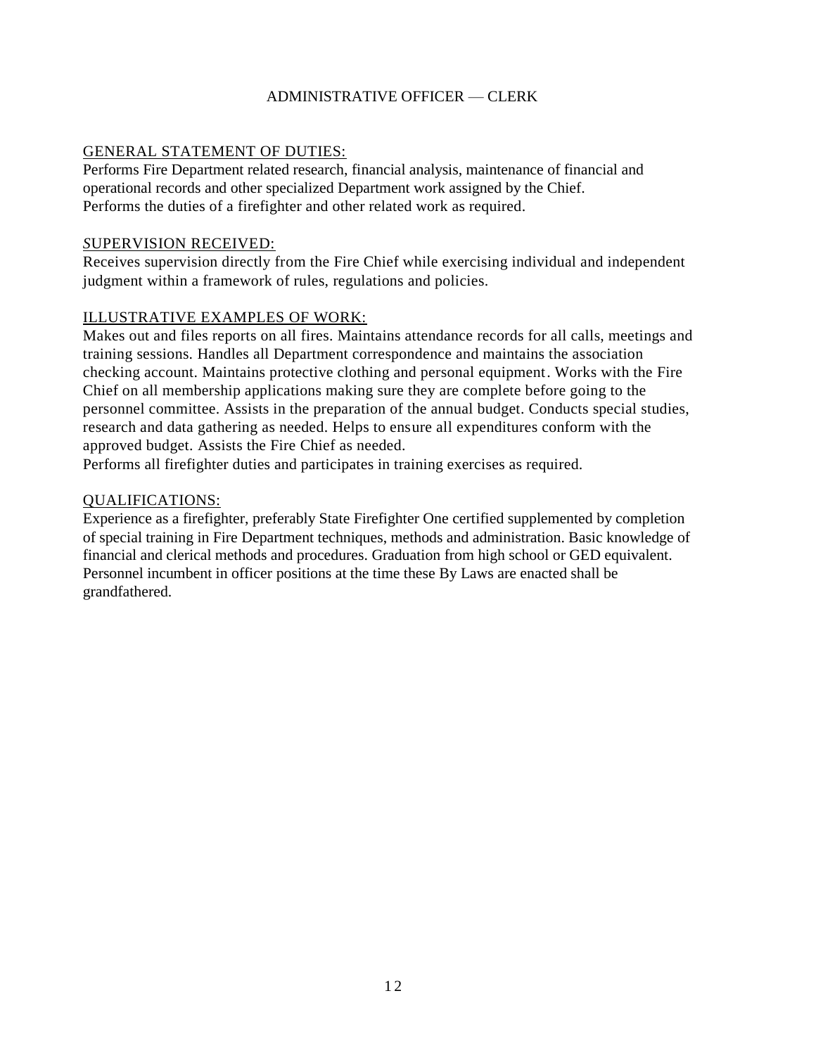## ADMINISTRATIVE OFFICER — CLERK

GENERAL STATEMENT OF DUTIES:

Performs Fire Department related research, financial analysis, maintenance of financial and operational records and other specialized Department work assigned by the Chief.
Performs the duties of a firefighter and other related work as required.

SUPERVISION RECEIVED:

Receives supervision directly from the Fire Chief while exercising individual and independent judgment within a framework of rules, regulations and policies.

ILLUSTRATIVE EXAMPLES OF WORK:

Makes out and files reports on all fires. Maintains attendance records for all calls, meetings and training sessions. Handles all Department correspondence and maintains the association checking account. Maintains protective clothing and personal equipment. Works with the Fire Chief on all membership applications making sure they are complete before going to the personnel committee. Assists in the preparation of the annual budget. Conducts special studies, research and data gathering as needed. Helps to ensure all expenditures conform with the approved budget. Assists the Fire Chief as needed.
Performs all firefighter duties and participates in training exercises as required.

QUALIFICATIONS:

Experience as a firefighter, preferably State Firefighter One certified supplemented by completion of special training in Fire Department techniques, methods and administration. Basic knowledge of financial and clerical methods and procedures. Graduation from high school or GED equivalent. Personnel incumbent in officer positions at the time these By Laws are enacted shall be grandfathered.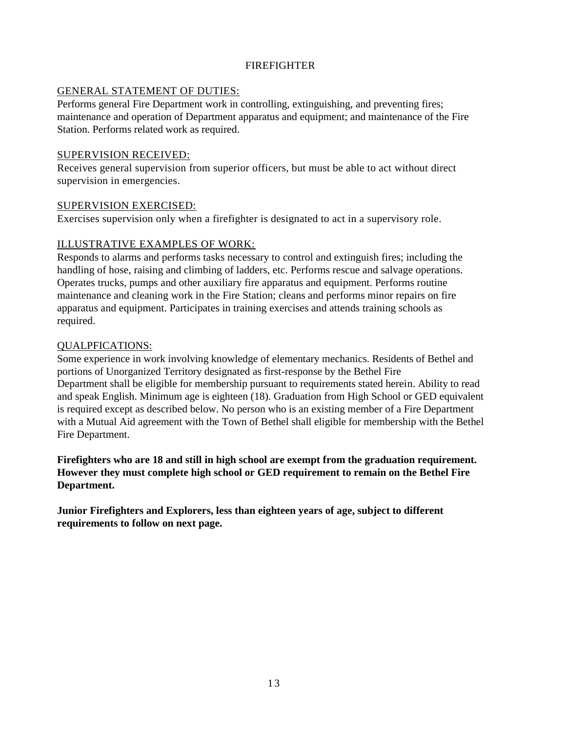# FIREFIGHTER

## GENERAL STATEMENT OF DUTIES:

Performs general Fire Department work in controlling, extinguishing, and preventing fires; maintenance and operation of Department apparatus and equipment; and maintenance of the Fire Station. Performs related work as required.

## SUPERVISION RECEIVED:

Receives general supervision from superior officers, but must be able to act without direct supervision in emergencies.

## SUPERVISION EXERCISED:

Exercises supervision only when a firefighter is designated to act in a supervisory role.

## ILLUSTRATIVE EXAMPLES OF WORK:

Responds to alarms and performs tasks necessary to control and extinguish fires; including the handling of hose, raising and climbing of ladders, etc. Performs rescue and salvage operations. Operates trucks, pumps and other auxiliary fire apparatus and equipment. Performs routine maintenance and cleaning work in the Fire Station; cleans and performs minor repairs on fire apparatus and equipment. Participates in training exercises and attends training schools as required.

## QUALPFICATIONS:

Some experience in work involving knowledge of elementary mechanics. Residents of Bethel and portions of Unorganized Territory designated as first-response by the Bethel Fire Department shall be eligible for membership pursuant to requirements stated herein. Ability to read and speak English. Minimum age is eighteen (18). Graduation from High School or GED equivalent is required except as described below. No person who is an existing member of a Fire Department with a Mutual Aid agreement with the Town of Bethel shall eligible for membership with the Bethel Fire Department.

**Firefighters who are 18 and still in high school are exempt from the graduation requirement. However they must complete high school or GED requirement to remain on the Bethel Fire Department.**

**Junior Firefighters and Explorers, less than eighteen years of age, subject to different requirements to follow on next page.**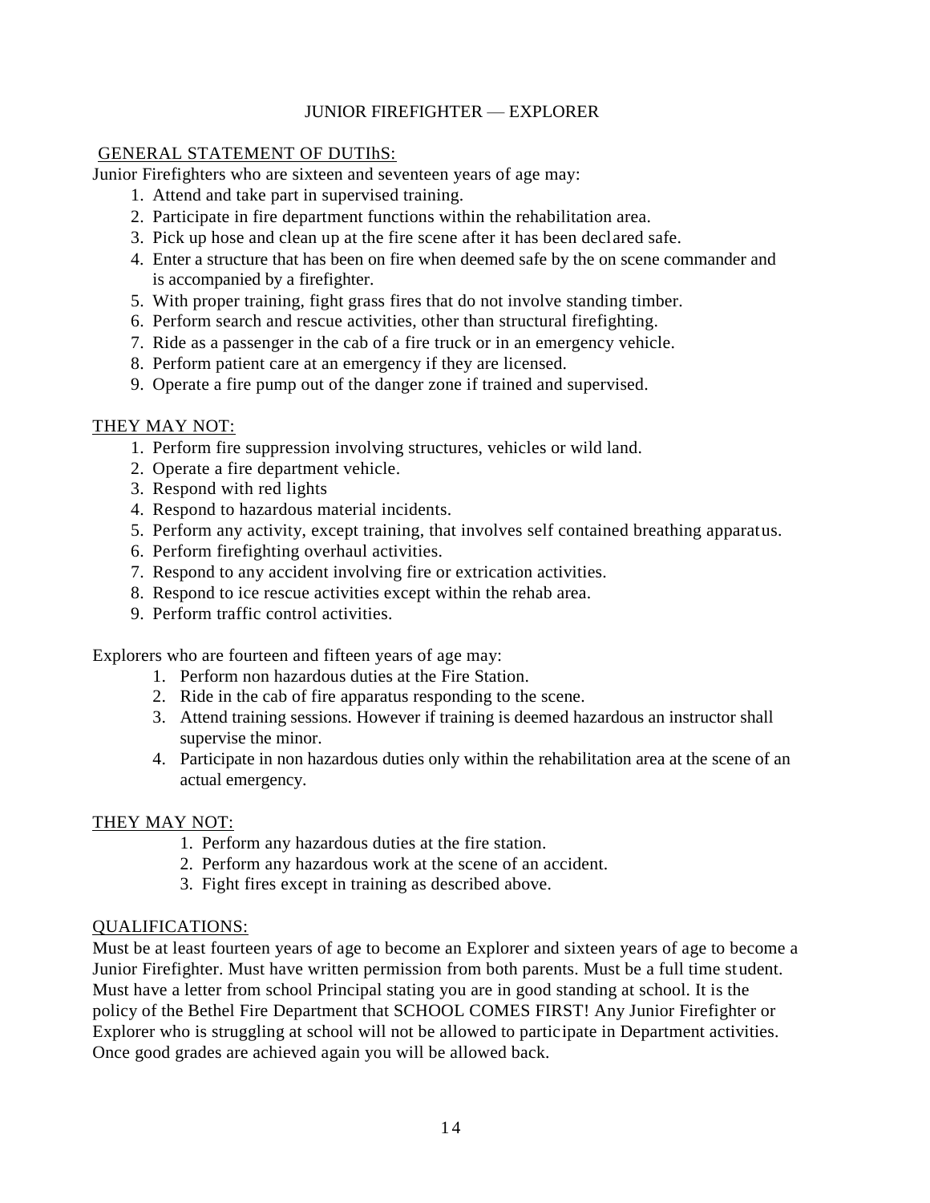# JUNIOR FIREFIGHTER — EXPLORER

GENERAL STATEMENT OF DUTIhS:

Junior Firefighters who are sixteen and seventeen years of age may:

1. Attend and take part in supervised training.
2. Participate in fire department functions within the rehabilitation area.
3. Pick up hose and clean up at the fire scene after it has been declared safe.
4. Enter a structure that has been on fire when deemed safe by the on scene commander and is accompanied by a firefighter.
5. With proper training, fight grass fires that do not involve standing timber.
6. Perform search and rescue activities, other than structural firefighting.
7. Ride as a passenger in the cab of a fire truck or in an emergency vehicle.
8. Perform patient care at an emergency if they are licensed.
9. Operate a fire pump out of the danger zone if trained and supervised.

THEY MAY NOT:

1. Perform fire suppression involving structures, vehicles or wild land.
2. Operate a fire department vehicle.
3. Respond with red lights
4. Respond to hazardous material incidents.
5. Perform any activity, except training, that involves self contained breathing apparatus.
6. Perform firefighting overhaul activities.
7. Respond to any accident involving fire or extrication activities.
8. Respond to ice rescue activities except within the rehab area.
9. Perform traffic control activities.

Explorers who are fourteen and fifteen years of age may:

1. Perform non hazardous duties at the Fire Station.
2. Ride in the cab of fire apparatus responding to the scene.
3. Attend training sessions. However if training is deemed hazardous an instructor shall supervise the minor.
4. Participate in non hazardous duties only within the rehabilitation area at the scene of an actual emergency.

THEY MAY NOT:

1. Perform any hazardous duties at the fire station.
2. Perform any hazardous work at the scene of an accident.
3. Fight fires except in training as described above.

QUALIFICATIONS:

Must be at least fourteen years of age to become an Explorer and sixteen years of age to become a Junior Firefighter. Must have written permission from both parents. Must be a full time student. Must have a letter from school Principal stating you are in good standing at school. It is the policy of the Bethel Fire Department that SCHOOL COMES FIRST! Any Junior Firefighter or Explorer who is struggling at school will not be allowed to participate in Department activities. Once good grades are achieved again you will be allowed back.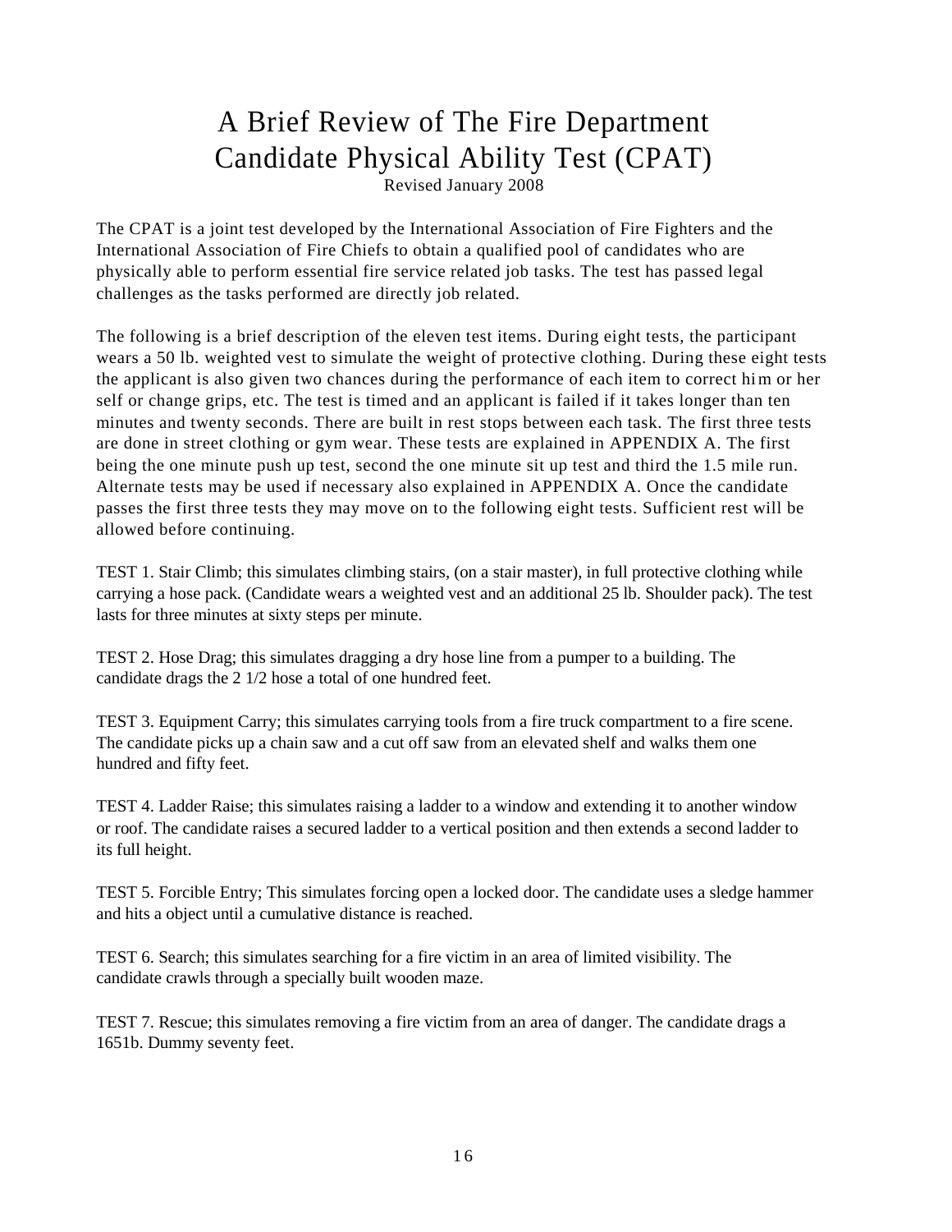# A Brief Review of The Fire Department Candidate Physical Ability Test (CPAT)

Revised January 2008

The CPAT is a joint test developed by the International Association of Fire Fighters and the International Association of Fire Chiefs to obtain a qualified pool of candidates who are physically able to perform essential fire service related job tasks. The test has passed legal challenges as the tasks performed are directly job related.

The following is a brief description of the eleven test items. During eight tests, the participant wears a 50 lb. weighted vest to simulate the weight of protective clothing. During these eight tests the applicant is also given two chances during the performance of each item to correct him or her self or change grips, etc. The test is timed and an applicant is failed if it takes longer than ten minutes and twenty seconds. There are built in rest stops between each task. The first three tests are done in street clothing or gym wear. These tests are explained in APPENDIX A. The first being the one minute push up test, second the one minute sit up test and third the 1.5 mile run. Alternate tests may be used if necessary also explained in APPENDIX A. Once the candidate passes the first three tests they may move on to the following eight tests. Sufficient rest will be allowed before continuing.

TEST 1. Stair Climb; this simulates climbing stairs, (on a stair master), in full protective clothing while carrying a hose pack. (Candidate wears a weighted vest and an additional 25 lb. Shoulder pack). The test lasts for three minutes at sixty steps per minute.

TEST 2. Hose Drag; this simulates dragging a dry hose line from a pumper to a building. The candidate drags the 2 1/2 hose a total of one hundred feet.

TEST 3. Equipment Carry; this simulates carrying tools from a fire truck compartment to a fire scene. The candidate picks up a chain saw and a cut off saw from an elevated shelf and walks them one hundred and fifty feet.

TEST 4. Ladder Raise; this simulates raising a ladder to a window and extending it to another window or roof. The candidate raises a secured ladder to a vertical position and then extends a second ladder to its full height.

TEST 5. Forcible Entry; This simulates forcing open a locked door. The candidate uses a sledge hammer and hits a object until a cumulative distance is reached.

TEST 6. Search; this simulates searching for a fire victim in an area of limited visibility. The candidate crawls through a specially built wooden maze.

TEST 7. Rescue; this simulates removing a fire victim from an area of danger. The candidate drags a 1651b. Dummy seventy feet.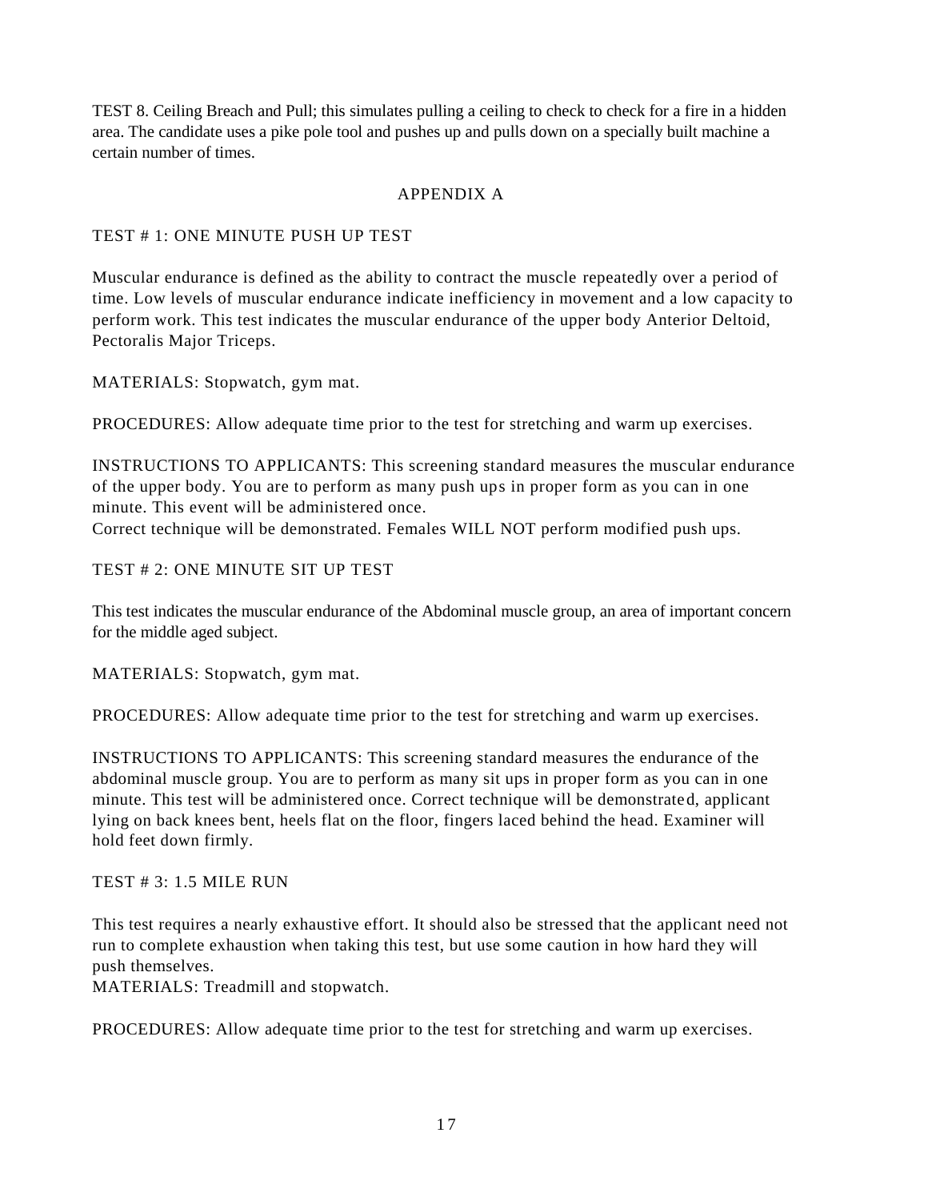TEST 8. Ceiling Breach and Pull; this simulates pulling a ceiling to check to check for a fire in a hidden area. The candidate uses a pike pole tool and pushes up and pulls down on a specially built machine a certain number of times.

## APPENDIX A

### TEST # 1: ONE MINUTE PUSH UP TEST

Muscular endurance is defined as the ability to contract the muscle repeatedly over a period of time. Low levels of muscular endurance indicate inefficiency in movement and a low capacity to perform work. This test indicates the muscular endurance of the upper body Anterior Deltoid, Pectoralis Major Triceps.

MATERIALS: Stopwatch, gym mat.

PROCEDURES: Allow adequate time prior to the test for stretching and warm up exercises.

INSTRUCTIONS TO APPLICANTS: This screening standard measures the muscular endurance of the upper body. You are to perform as many push ups in proper form as you can in one minute. This event will be administered once.
Correct technique will be demonstrated. Females WILL NOT perform modified push ups.

### TEST # 2: ONE MINUTE SIT UP TEST

This test indicates the muscular endurance of the Abdominal muscle group, an area of important concern for the middle aged subject.

MATERIALS: Stopwatch, gym mat.

PROCEDURES: Allow adequate time prior to the test for stretching and warm up exercises.

INSTRUCTIONS TO APPLICANTS: This screening standard measures the endurance of the abdominal muscle group. You are to perform as many sit ups in proper form as you can in one minute. This test will be administered once. Correct technique will be demonstrated, applicant lying on back knees bent, heels flat on the floor, fingers laced behind the head. Examiner will hold feet down firmly.

### TEST # 3: 1.5 MILE RUN

This test requires a nearly exhaustive effort. It should also be stressed that the applicant need not run to complete exhaustion when taking this test, but use some caution in how hard they will push themselves.
MATERIALS: Treadmill and stopwatch.

PROCEDURES: Allow adequate time prior to the test for stretching and warm up exercises.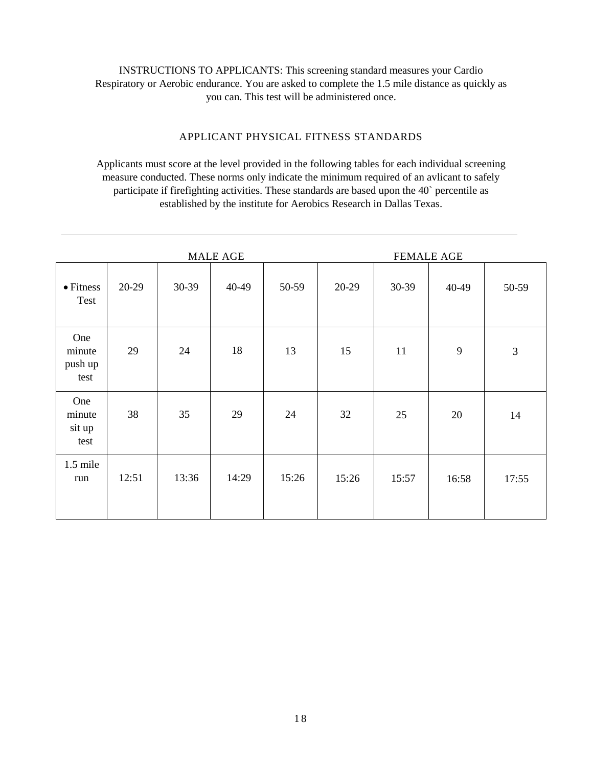INSTRUCTIONS TO APPLICANTS: This screening standard measures your Cardio Respiratory or Aerobic endurance. You are asked to complete the 1.5 mile distance as quickly as you can. This test will be administered once.

## APPLICANT PHYSICAL FITNESS STANDARDS

Applicants must score at the level provided in the following tables for each individual screening measure conducted. These norms only indicate the minimum required of an avlicant to safely participate if firefighting activities. These standards are based upon the 40` percentile as established by the institute for Aerobics Research in Dallas Texas.

---

| | MALE AGE | | | | FEMALE AGE | | | |
|---|---|---|---|---|---|---|---|---|
| • Fitness Test | 20-29 | 30-39 | 40-49 | 50-59 | 20-29 | 30-39 | 40-49 | 50-59 |
| One minute push up test | 29 | 24 | 18 | 13 | 15 | 11 | 9 | 3 |
| One minute sit up test | 38 | 35 | 29 | 24 | 32 | 25 | 20 | 14 |
| 1.5 mile run | 12:51 | 13:36 | 14:29 | 15:26 | 15:26 | 15:57 | 16:58 | 17:55 |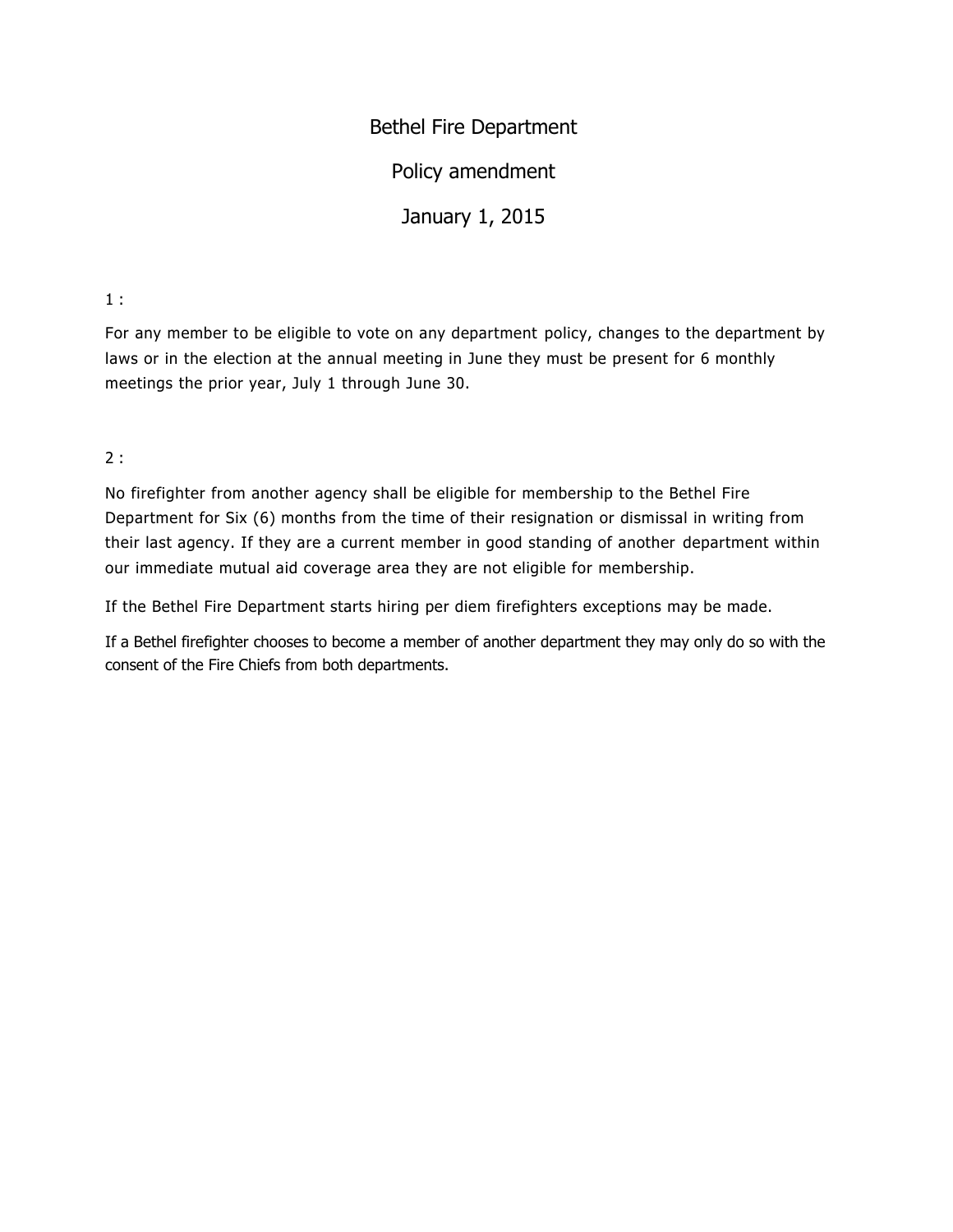# Bethel Fire Department

## Policy amendment

## January 1, 2015

1 :

For any member to be eligible to vote on any department policy, changes to the department by laws or in the election at the annual meeting in June they must be present for 6 monthly meetings the prior year, July 1 through June 30.

2 :

No firefighter from another agency shall be eligible for membership to the Bethel Fire Department for Six (6) months from the time of their resignation or dismissal in writing from their last agency. If they are a current member in good standing of another department within our immediate mutual aid coverage area they are not eligible for membership.

If the Bethel Fire Department starts hiring per diem firefighters exceptions may be made.

If a Bethel firefighter chooses to become a member of another department they may only do so with the consent of the Fire Chiefs from both departments.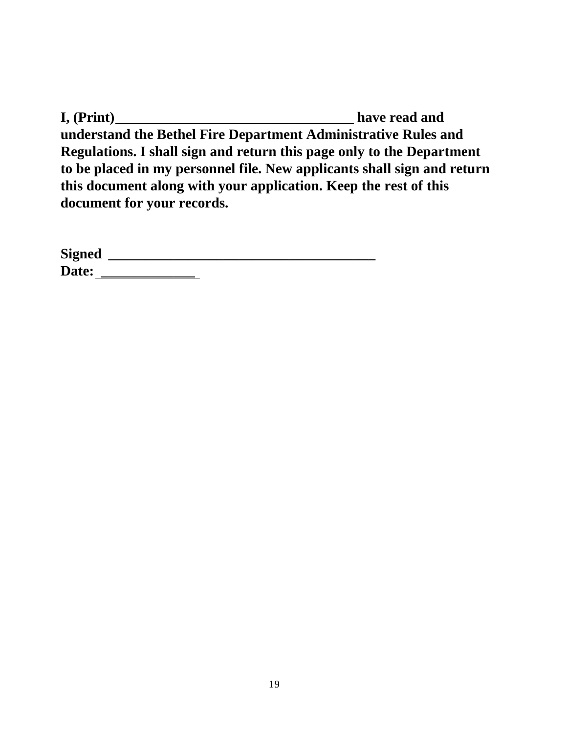**I, (Print)__________________________________ have read and understand the Bethel Fire Department Administrative Rules and Regulations. I shall sign and return this page only to the Department to be placed in my personnel file. New applicants shall sign and return this document along with your application. Keep the rest of this document for your records.**

**Signed ______________________________________**
**Date: ______________**